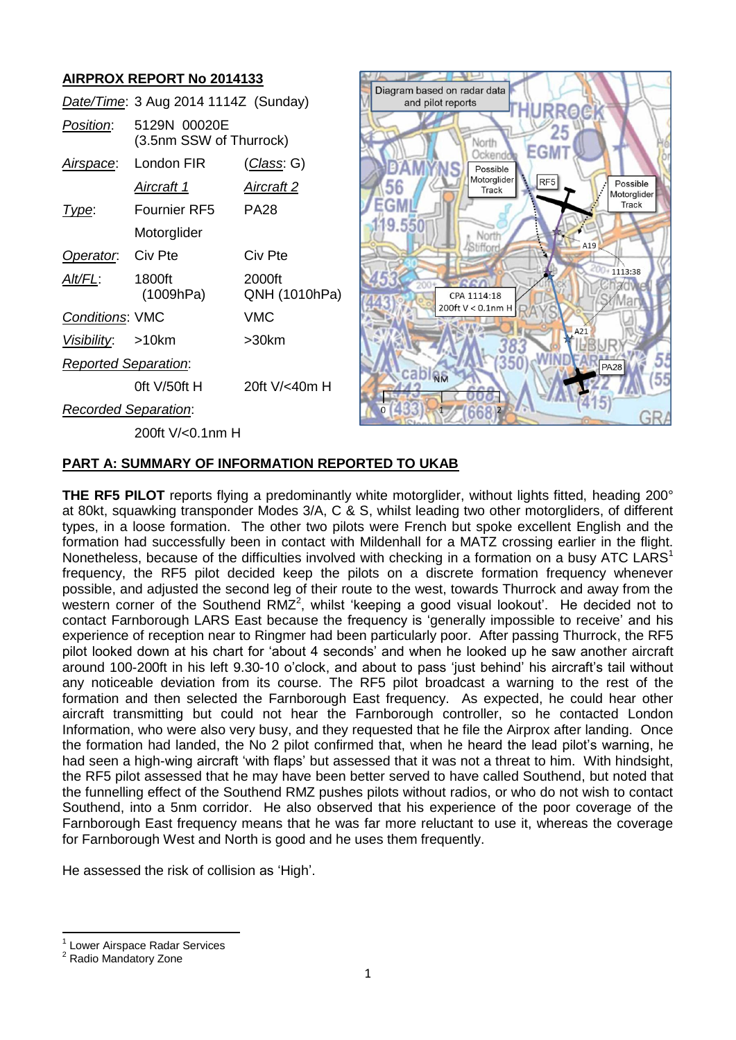## AIRPROX REPORT No 2014133

| | | |
|---|---|---|
| *Date/Time*: | 3 Aug 2014 1114Z (Sunday) | |
| *Position*: | 5129N 00020E (3.5nm SSW of Thurrock) | |
| *Airspace*: | London FIR | (*Class*: G) |
| | *Aircraft 1* | *Aircraft 2* |
| *Type*: | Fournier RF5 Motorglider | PA28 |
| *Operator*: | Civ Pte | Civ Pte |
| *Alt/FL*: | 1800ft (1009hPa) | 2000ft QNH (1010hPa) |
| *Conditions*: | VMC | VMC |
| *Visibility*: | >10km | >30km |
| *Reported Separation*: | | |
| | 0ft V/50ft H | 20ft V/<40m H |
| *Recorded Separation*: | | |
| | 200ft V/<0.1nm H | |

Diagram based on radar data and pilot reports

## PART A: SUMMARY OF INFORMATION REPORTED TO UKAB

**THE RF5 PILOT** reports flying a predominantly white motorglider, without lights fitted, heading 200° at 80kt, squawking transponder Modes 3/A, C & S, whilst leading two other motorgliders, of different types, in a loose formation. The other two pilots were French but spoke excellent English and the formation had successfully been in contact with Mildenhall for a MATZ crossing earlier in the flight. Nonetheless, because of the difficulties involved with checking in a formation on a busy ATC LARS[1] frequency, the RF5 pilot decided keep the pilots on a discrete formation frequency whenever possible, and adjusted the second leg of their route to the west, towards Thurrock and away from the western corner of the Southend RMZ[2], whilst 'keeping a good visual lookout'. He decided not to contact Farnborough LARS East because the frequency is 'generally impossible to receive' and his experience of reception near to Ringmer had been particularly poor. After passing Thurrock, the RF5 pilot looked down at his chart for 'about 4 seconds' and when he looked up he saw another aircraft around 100-200ft in his left 9.30-10 o'clock, and about to pass 'just behind' his aircraft's tail without any noticeable deviation from its course. The RF5 pilot broadcast a warning to the rest of the formation and then selected the Farnborough East frequency. As expected, he could hear other aircraft transmitting but could not hear the Farnborough controller, so he contacted London Information, who were also very busy, and they requested that he file the Airprox after landing. Once the formation had landed, the No 2 pilot confirmed that, when he heard the lead pilot's warning, he had seen a high-wing aircraft 'with flaps' but assessed that it was not a threat to him. With hindsight, the RF5 pilot assessed that he may have been better served to have called Southend, but noted that the funnelling effect of the Southend RMZ pushes pilots without radios, or who do not wish to contact Southend, into a 5nm corridor. He also observed that his experience of the poor coverage of the Farnborough East frequency means that he was far more reluctant to use it, whereas the coverage for Farnborough West and North is good and he uses them frequently.

He assessed the risk of collision as 'High'.

[1] Lower Airspace Radar Services

[2] Radio Mandatory Zone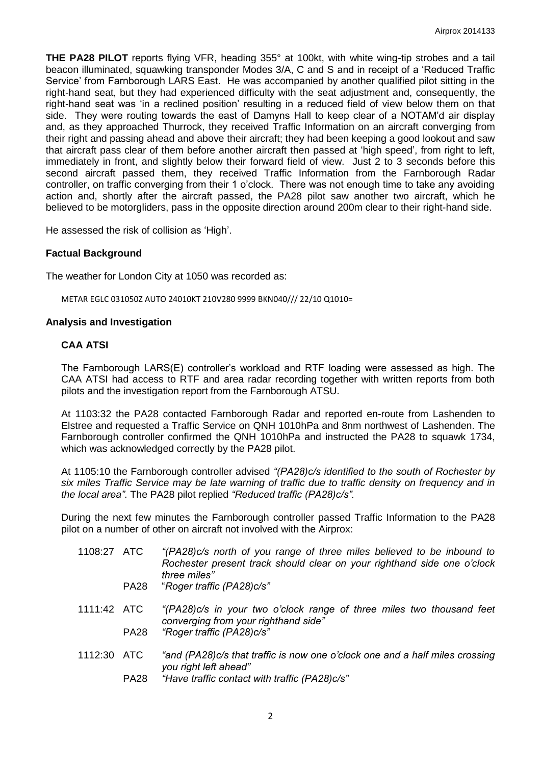**THE PA28 PILOT** reports flying VFR, heading 355° at 100kt, with white wing-tip strobes and a tail beacon illuminated, squawking transponder Modes 3/A, C and S and in receipt of a 'Reduced Traffic Service' from Farnborough LARS East. He was accompanied by another qualified pilot sitting in the right-hand seat, but they had experienced difficulty with the seat adjustment and, consequently, the right-hand seat was 'in a reclined position' resulting in a reduced field of view below them on that side. They were routing towards the east of Damyns Hall to keep clear of a NOTAM'd air display and, as they approached Thurrock, they received Traffic Information on an aircraft converging from their right and passing ahead and above their aircraft; they had been keeping a good lookout and saw that aircraft pass clear of them before another aircraft then passed at 'high speed', from right to left, immediately in front, and slightly below their forward field of view. Just 2 to 3 seconds before this second aircraft passed them, they received Traffic Information from the Farnborough Radar controller, on traffic converging from their 1 o'clock. There was not enough time to take any avoiding action and, shortly after the aircraft passed, the PA28 pilot saw another two aircraft, which he believed to be motorgliders, pass in the opposite direction around 200m clear to their right-hand side.

He assessed the risk of collision as 'High'.

## Factual Background

The weather for London City at 1050 was recorded as:

```
METAR EGLC 031050Z AUTO 24010KT 210V280 9999 BKN040/// 22/10 Q1010=
```

## Analysis and Investigation

### CAA ATSI

The Farnborough LARS(E) controller's workload and RTF loading were assessed as high. The CAA ATSI had access to RTF and area radar recording together with written reports from both pilots and the investigation report from the Farnborough ATSU.

At 1103:32 the PA28 contacted Farnborough Radar and reported en-route from Lashenden to Elstree and requested a Traffic Service on QNH 1010hPa and 8nm northwest of Lashenden. The Farnborough controller confirmed the QNH 1010hPa and instructed the PA28 to squawk 1734, which was acknowledged correctly by the PA28 pilot.

At 1105:10 the Farnborough controller advised *"(PA28)c/s identified to the south of Rochester by six miles Traffic Service may be late warning of traffic due to traffic density on frequency and in the local area"*. The PA28 pilot replied *"Reduced traffic (PA28)c/s"*.

During the next few minutes the Farnborough controller passed Traffic Information to the PA28 pilot on a number of other on aircraft not involved with the Airprox:

| | | |
|---|---|---|
| 1108:27 | ATC | *"(PA28)c/s north of you range of three miles believed to be inbound to Rochester present track should clear on your righthand side one o'clock three miles"* |
| | PA28 | *"Roger traffic (PA28)c/s"* |
| 1111:42 | ATC | *"(PA28)c/s in your two o'clock range of three miles two thousand feet converging from your righthand side"* |
| | PA28 | *"Roger traffic (PA28)c/s"* |
| 1112:30 | ATC | *"and (PA28)c/s that traffic is now one o'clock one and a half miles crossing you right left ahead"* |
| | PA28 | *"Have traffic contact with traffic (PA28)c/s"* |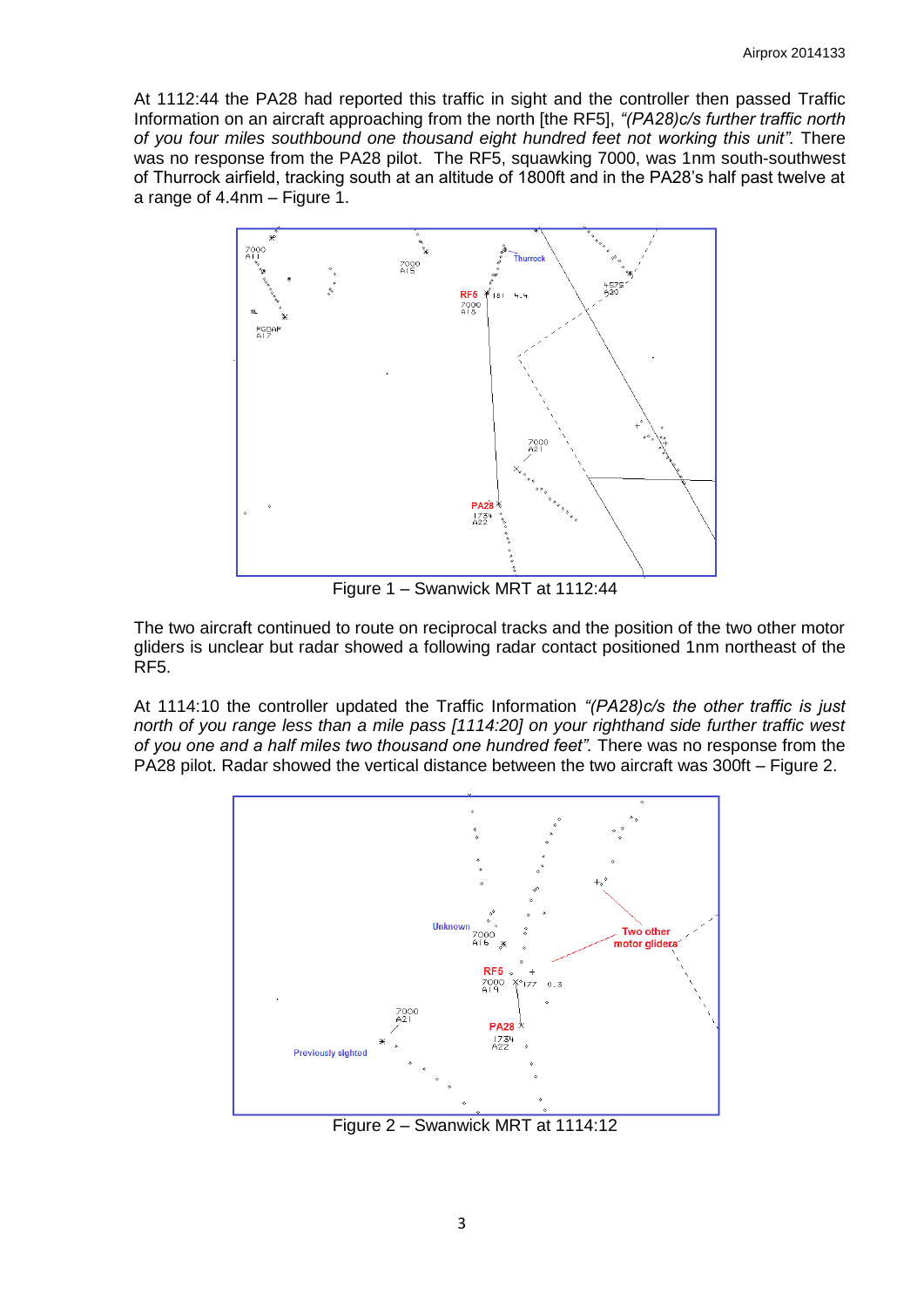At 1112:44 the PA28 had reported this traffic in sight and the controller then passed Traffic Information on an aircraft approaching from the north [the RF5], *"(PA28)c/s further traffic north of you four miles southbound one thousand eight hundred feet not working this unit"*. There was no response from the PA28 pilot. The RF5, squawking 7000, was 1nm south-southwest of Thurrock airfield, tracking south at an altitude of 1800ft and in the PA28's half past twelve at a range of 4.4nm – Figure 1.

Figure 1 – Swanwick MRT at 1112:44

The two aircraft continued to route on reciprocal tracks and the position of the two other motor gliders is unclear but radar showed a following radar contact positioned 1nm northeast of the RF5.

At 1114:10 the controller updated the Traffic Information *"(PA28)c/s the other traffic is just north of you range less than a mile pass [1114:20] on your righthand side further traffic west of you one and a half miles two thousand one hundred feet"*. There was no response from the PA28 pilot. Radar showed the vertical distance between the two aircraft was 300ft – Figure 2.

Figure 2 – Swanwick MRT at 1114:12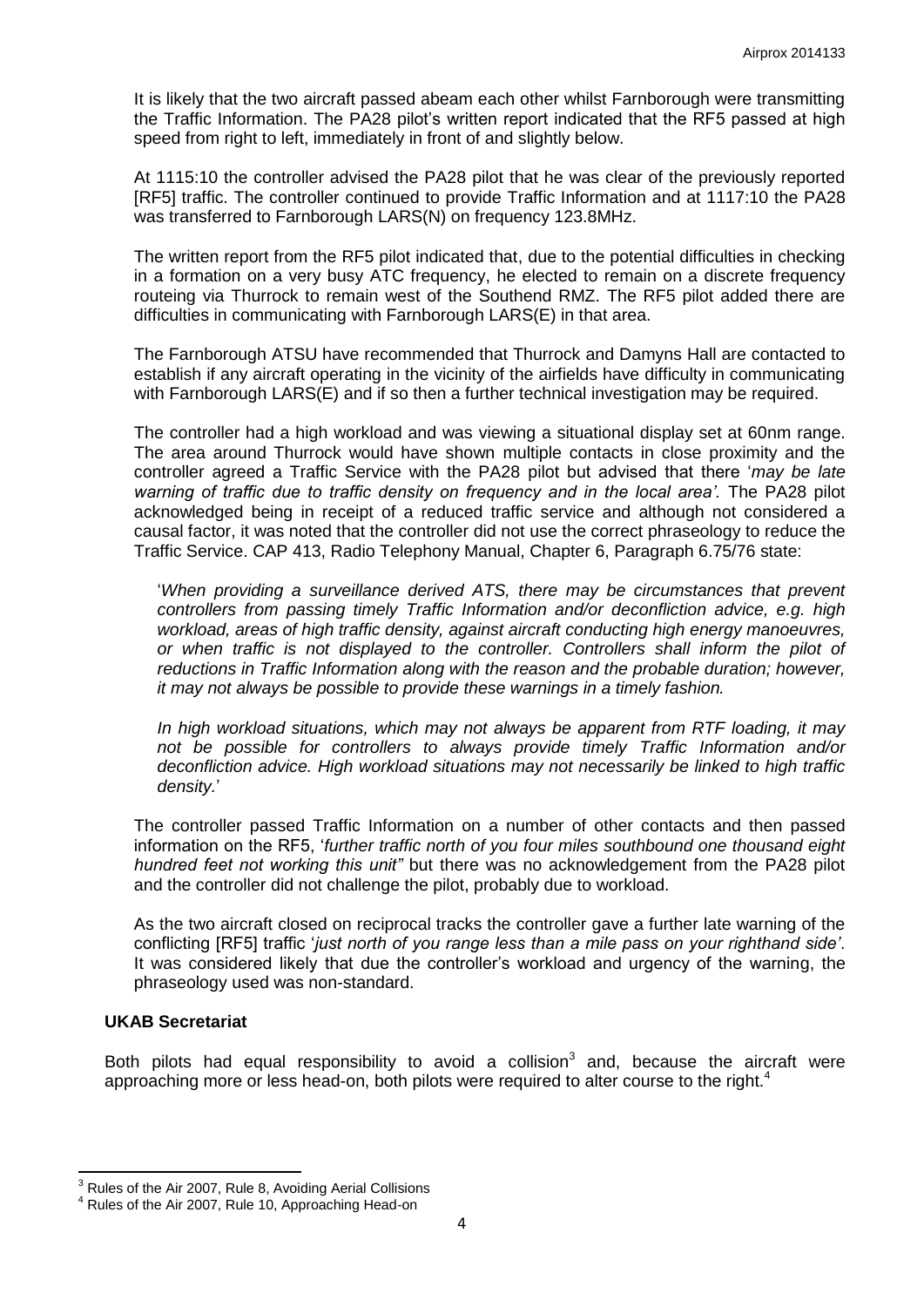It is likely that the two aircraft passed abeam each other whilst Farnborough were transmitting the Traffic Information. The PA28 pilot's written report indicated that the RF5 passed at high speed from right to left, immediately in front of and slightly below.

At 1115:10 the controller advised the PA28 pilot that he was clear of the previously reported [RF5] traffic. The controller continued to provide Traffic Information and at 1117:10 the PA28 was transferred to Farnborough LARS(N) on frequency 123.8MHz.

The written report from the RF5 pilot indicated that, due to the potential difficulties in checking in a formation on a very busy ATC frequency, he elected to remain on a discrete frequency routeing via Thurrock to remain west of the Southend RMZ. The RF5 pilot added there are difficulties in communicating with Farnborough LARS(E) in that area.

The Farnborough ATSU have recommended that Thurrock and Damyns Hall are contacted to establish if any aircraft operating in the vicinity of the airfields have difficulty in communicating with Farnborough LARS(E) and if so then a further technical investigation may be required.

The controller had a high workload and was viewing a situational display set at 60nm range. The area around Thurrock would have shown multiple contacts in close proximity and the controller agreed a Traffic Service with the PA28 pilot but advised that there '*may be late warning of traffic due to traffic density on frequency and in the local area'*. The PA28 pilot acknowledged being in receipt of a reduced traffic service and although not considered a causal factor, it was noted that the controller did not use the correct phraseology to reduce the Traffic Service. CAP 413, Radio Telephony Manual, Chapter 6, Paragraph 6.75/76 state:

> '*When providing a surveillance derived ATS, there may be circumstances that prevent controllers from passing timely Traffic Information and/or deconfliction advice, e.g. high workload, areas of high traffic density, against aircraft conducting high energy manoeuvres, or when traffic is not displayed to the controller. Controllers shall inform the pilot of reductions in Traffic Information along with the reason and the probable duration; however, it may not always be possible to provide these warnings in a timely fashion.*
>
> *In high workload situations, which may not always be apparent from RTF loading, it may not be possible for controllers to always provide timely Traffic Information and/or deconfliction advice. High workload situations may not necessarily be linked to high traffic density.*'

The controller passed Traffic Information on a number of other contacts and then passed information on the RF5, '*further traffic north of you four miles southbound one thousand eight hundred feet not working this unit"* but there was no acknowledgement from the PA28 pilot and the controller did not challenge the pilot, probably due to workload.

As the two aircraft closed on reciprocal tracks the controller gave a further late warning of the conflicting [RF5] traffic '*just north of you range less than a mile pass on your righthand side'*. It was considered likely that due the controller's workload and urgency of the warning, the phraseology used was non-standard.

### UKAB Secretariat

Both pilots had equal responsibility to avoid a collision[3] and, because the aircraft were approaching more or less head-on, both pilots were required to alter course to the right.[4]

---

[3] Rules of the Air 2007, Rule 8, Avoiding Aerial Collisions

[4] Rules of the Air 2007, Rule 10, Approaching Head-on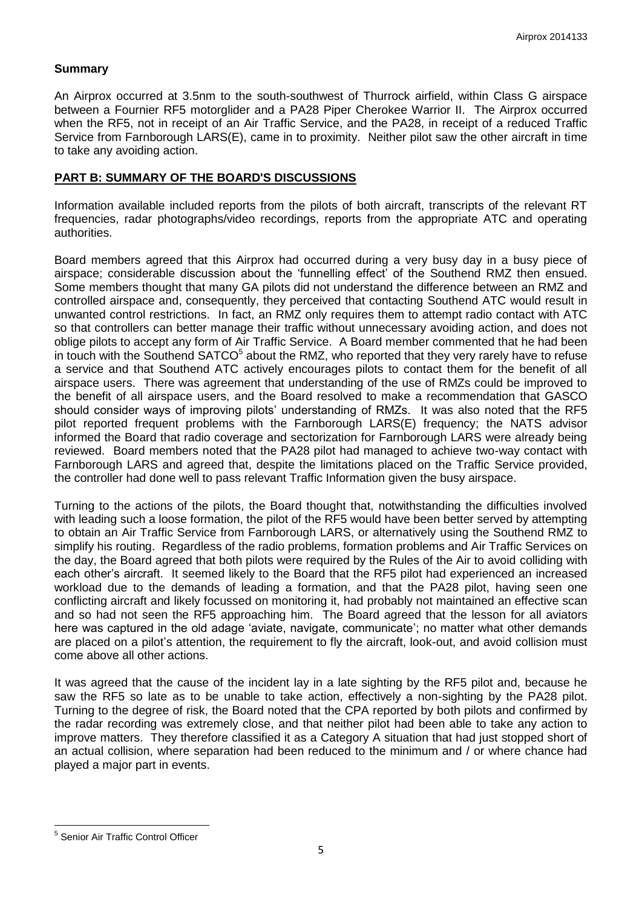## Summary

An Airprox occurred at 3.5nm to the south-southwest of Thurrock airfield, within Class G airspace between a Fournier RF5 motorglider and a PA28 Piper Cherokee Warrior II. The Airprox occurred when the RF5, not in receipt of an Air Traffic Service, and the PA28, in receipt of a reduced Traffic Service from Farnborough LARS(E), came in to proximity. Neither pilot saw the other aircraft in time to take any avoiding action.

## PART B: SUMMARY OF THE BOARD'S DISCUSSIONS

Information available included reports from the pilots of both aircraft, transcripts of the relevant RT frequencies, radar photographs/video recordings, reports from the appropriate ATC and operating authorities.

Board members agreed that this Airprox had occurred during a very busy day in a busy piece of airspace; considerable discussion about the 'funnelling effect' of the Southend RMZ then ensued. Some members thought that many GA pilots did not understand the difference between an RMZ and controlled airspace and, consequently, they perceived that contacting Southend ATC would result in unwanted control restrictions. In fact, an RMZ only requires them to attempt radio contact with ATC so that controllers can better manage their traffic without unnecessary avoiding action, and does not oblige pilots to accept any form of Air Traffic Service. A Board member commented that he had been in touch with the Southend SATCO[5] about the RMZ, who reported that they very rarely have to refuse a service and that Southend ATC actively encourages pilots to contact them for the benefit of all airspace users. There was agreement that understanding of the use of RMZs could be improved to the benefit of all airspace users, and the Board resolved to make a recommendation that GASCO should consider ways of improving pilots' understanding of RMZs. It was also noted that the RF5 pilot reported frequent problems with the Farnborough LARS(E) frequency; the NATS advisor informed the Board that radio coverage and sectorization for Farnborough LARS were already being reviewed. Board members noted that the PA28 pilot had managed to achieve two-way contact with Farnborough LARS and agreed that, despite the limitations placed on the Traffic Service provided, the controller had done well to pass relevant Traffic Information given the busy airspace.

Turning to the actions of the pilots, the Board thought that, notwithstanding the difficulties involved with leading such a loose formation, the pilot of the RF5 would have been better served by attempting to obtain an Air Traffic Service from Farnborough LARS, or alternatively using the Southend RMZ to simplify his routing. Regardless of the radio problems, formation problems and Air Traffic Services on the day, the Board agreed that both pilots were required by the Rules of the Air to avoid colliding with each other's aircraft. It seemed likely to the Board that the RF5 pilot had experienced an increased workload due to the demands of leading a formation, and that the PA28 pilot, having seen one conflicting aircraft and likely focussed on monitoring it, had probably not maintained an effective scan and so had not seen the RF5 approaching him. The Board agreed that the lesson for all aviators here was captured in the old adage 'aviate, navigate, communicate'; no matter what other demands are placed on a pilot's attention, the requirement to fly the aircraft, look-out, and avoid collision must come above all other actions.

It was agreed that the cause of the incident lay in a late sighting by the RF5 pilot and, because he saw the RF5 so late as to be unable to take action, effectively a non-sighting by the PA28 pilot. Turning to the degree of risk, the Board noted that the CPA reported by both pilots and confirmed by the radar recording was extremely close, and that neither pilot had been able to take any action to improve matters. They therefore classified it as a Category A situation that had just stopped short of an actual collision, where separation had been reduced to the minimum and / or where chance had played a major part in events.

---

[5] Senior Air Traffic Control Officer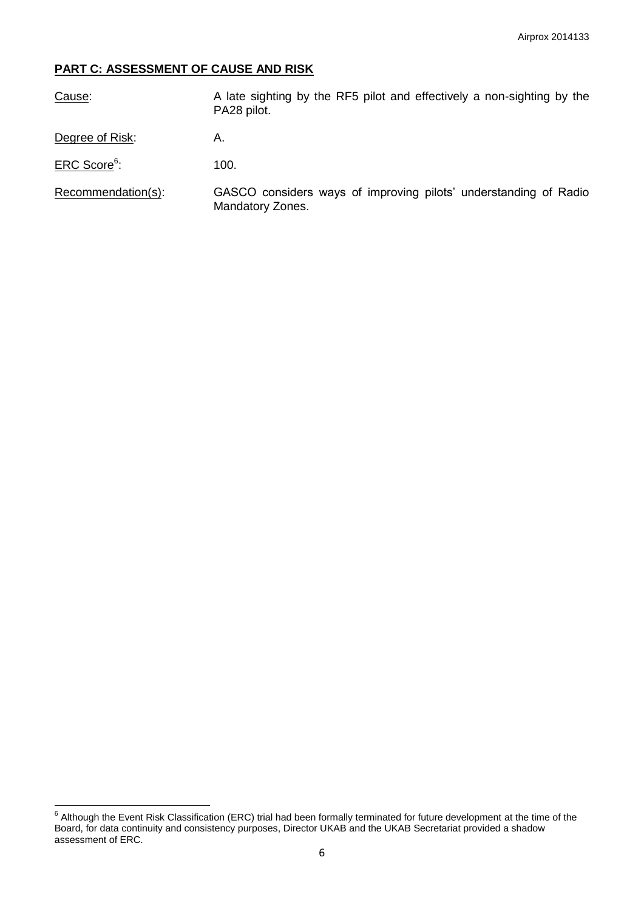**PART C: ASSESSMENT OF CAUSE AND RISK**

| | |
|---|---|
| Cause: | A late sighting by the RF5 pilot and effectively a non-sighting by the PA28 pilot. |
| Degree of Risk: | A. |
| ERC Score[6]: | 100. |
| Recommendation(s): | GASCO considers ways of improving pilots' understanding of Radio Mandatory Zones. |

[6] Although the Event Risk Classification (ERC) trial had been formally terminated for future development at the time of the Board, for data continuity and consistency purposes, Director UKAB and the UKAB Secretariat provided a shadow assessment of ERC.